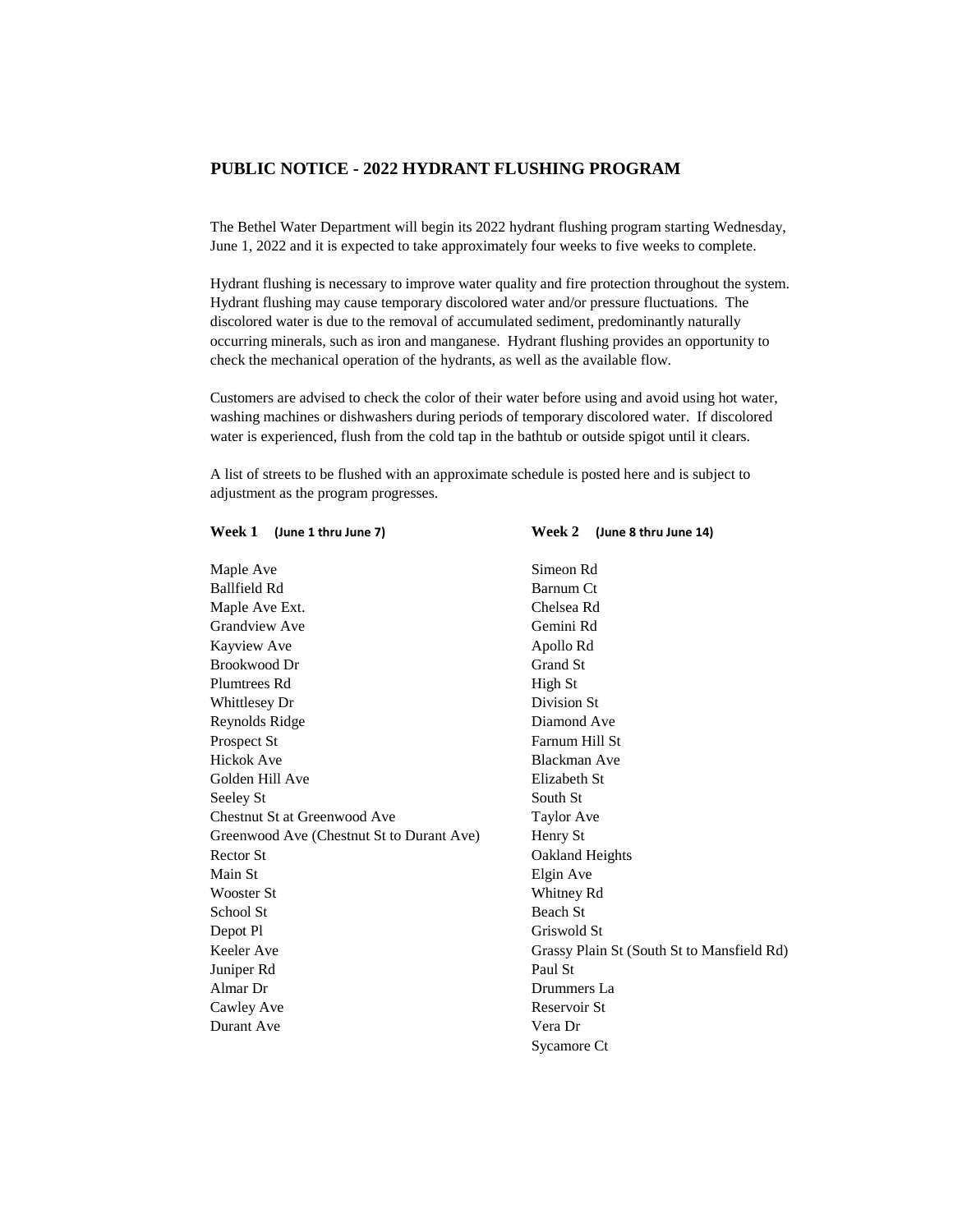## PUBLIC NOTICE - 2022 HYDRANT FLUSHING PROGRAM

The Bethel Water Department will begin its 2022 hydrant flushing program starting Wednesday, June 1, 2022 and it is expected to take approximately four weeks to five weeks to complete.

Hydrant flushing is necessary to improve water quality and fire protection throughout the system. Hydrant flushing may cause temporary discolored water and/or pressure fluctuations. The discolored water is due to the removal of accumulated sediment, predominantly naturally occurring minerals, such as iron and manganese. Hydrant flushing provides an opportunity to check the mechanical operation of the hydrants, as well as the available flow.

Customers are advised to check the color of their water before using and avoid using hot water, washing machines or dishwashers during periods of temporary discolored water. If discolored water is experienced, flush from the cold tap in the bathtub or outside spigot until it clears.

A list of streets to be flushed with an approximate schedule is posted here and is subject to adjustment as the program progresses.

**Week 1** **(June 1 thru June 7)**

Maple Ave
Ballfield Rd
Maple Ave Ext.
Grandview Ave
Kayview Ave
Brookwood Dr
Plumtrees Rd
Whittlesey Dr
Reynolds Ridge
Prospect St
Hickok Ave
Golden Hill Ave
Seeley St
Chestnut St at Greenwood Ave
Greenwood Ave (Chestnut St to Durant Ave)
Rector St
Main St
Wooster St
School St
Depot Pl
Keeler Ave
Juniper Rd
Almar Dr
Cawley Ave
Durant Ave

**Week 2** **(June 8 thru June 14)**

Simeon Rd
Barnum Ct
Chelsea Rd
Gemini Rd
Apollo Rd
Grand St
High St
Division St
Diamond Ave
Farnum Hill St
Blackman Ave
Elizabeth St
South St
Taylor Ave
Henry St
Oakland Heights
Elgin Ave
Whitney Rd
Beach St
Griswold St
Grassy Plain St (South St to Mansfield Rd)
Paul St
Drummers La
Reservoir St
Vera Dr
Sycamore Ct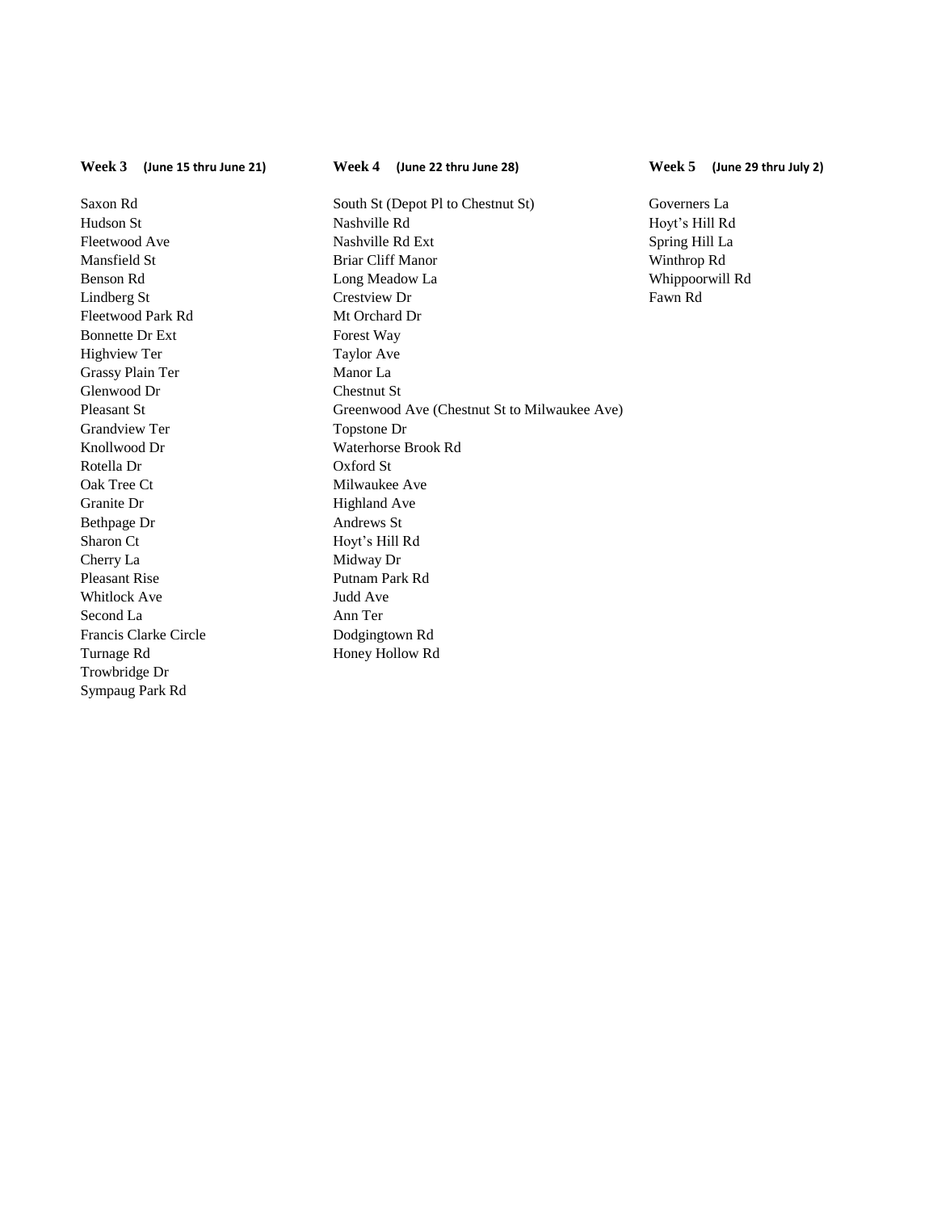**Week 3** (June 15 thru June 21)

Saxon Rd
Hudson St
Fleetwood Ave
Mansfield St
Benson Rd
Lindberg St
Fleetwood Park Rd
Bonnette Dr Ext
Highview Ter
Grassy Plain Ter
Glenwood Dr
Pleasant St
Grandview Ter
Knollwood Dr
Rotella Dr
Oak Tree Ct
Granite Dr
Bethpage Dr
Sharon Ct
Cherry La
Pleasant Rise
Whitlock Ave
Second La
Francis Clarke Circle
Turnage Rd
Trowbridge Dr
Sympaug Park Rd

**Week 4** (June 22 thru June 28)

South St (Depot Pl to Chestnut St)
Nashville Rd
Nashville Rd Ext
Briar Cliff Manor
Long Meadow La
Crestview Dr
Mt Orchard Dr
Forest Way
Taylor Ave
Manor La
Chestnut St
Greenwood Ave (Chestnut St to Milwaukee Ave)
Topstone Dr
Waterhorse Brook Rd
Oxford St
Milwaukee Ave
Highland Ave
Andrews St
Hoyt's Hill Rd
Midway Dr
Putnam Park Rd
Judd Ave
Ann Ter
Dodgingtown Rd
Honey Hollow Rd

**Week 5** (June 29 thru July 2)

Governers La
Hoyt's Hill Rd
Spring Hill La
Winthrop Rd
Whippoorwill Rd
Fawn Rd